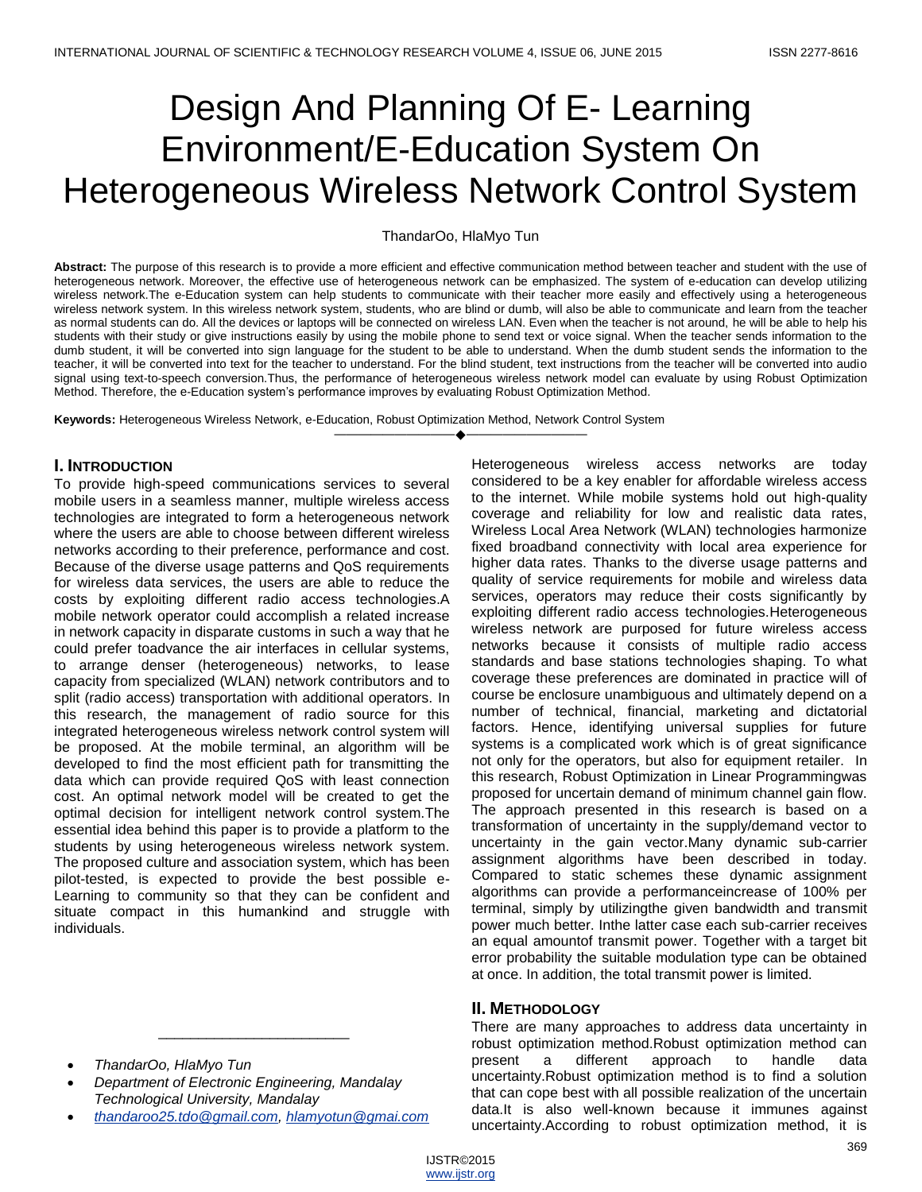# Design And Planning Of E- Learning Environment/E-Education System On Heterogeneous Wireless Network Control System

ThandarOo, HlaMyo Tun

**Abstract:** The purpose of this research is to provide a more efficient and effective communication method between teacher and student with the use of heterogeneous network. Moreover, the effective use of heterogeneous network can be emphasized. The system of e-education can develop utilizing wireless network.The e-Education system can help students to communicate with their teacher more easily and effectively using a heterogeneous wireless network system. In this wireless network system, students, who are blind or dumb, will also be able to communicate and learn from the teacher as normal students can do. All the devices or laptops will be connected on wireless LAN. Even when the teacher is not around, he will be able to help his students with their study or give instructions easily by using the mobile phone to send text or voice signal. When the teacher sends information to the dumb student, it will be converted into sign language for the student to be able to understand. When the dumb student sends the information to the teacher, it will be converted into text for the teacher to understand. For the blind student, text instructions from the teacher will be converted into audio signal using text-to-speech conversion.Thus, the performance of heterogeneous wireless network model can evaluate by using Robust Optimization Method. Therefore, the e-Education system's performance improves by evaluating Robust Optimization Method.

**Keywords:** Heterogeneous Wireless Network, e-Education, Robust Optimization Method, Network Control System

---

## I. Introduction

To provide high-speed communications services to several mobile users in a seamless manner, multiple wireless access technologies are integrated to form a heterogeneous network where the users are able to choose between different wireless networks according to their preference, performance and cost. Because of the diverse usage patterns and QoS requirements for wireless data services, the users are able to reduce the costs by exploiting different radio access technologies.A mobile network operator could accomplish a related increase in network capacity in disparate customs in such a way that he could prefer toadvance the air interfaces in cellular systems, to arrange denser (heterogeneous) networks, to lease capacity from specialized (WLAN) network contributors and to split (radio access) transportation with additional operators. In this research, the management of radio source for this integrated heterogeneous wireless network control system will be proposed. At the mobile terminal, an algorithm will be developed to find the most efficient path for transmitting the data which can provide required QoS with least connection cost. An optimal network model will be created to get the optimal decision for intelligent network control system.The essential idea behind this paper is to provide a platform to the students by using heterogeneous wireless network system. The proposed culture and association system, which has been pilot-tested, is expected to provide the best possible e-Learning to community so that they can be confident and situate compact in this humankind and struggle with individuals.

---

- *ThandarOo, HlaMyo Tun*
- *Department of Electronic Engineering, Mandalay Technological University, Mandalay*
- *thandaroo25.tdo@gmail.com, hlamyotun@gmai.com*

Heterogeneous wireless access networks are today considered to be a key enabler for affordable wireless access to the internet. While mobile systems hold out high-quality coverage and reliability for low and realistic data rates, Wireless Local Area Network (WLAN) technologies harmonize fixed broadband connectivity with local area experience for higher data rates. Thanks to the diverse usage patterns and quality of service requirements for mobile and wireless data services, operators may reduce their costs significantly by exploiting different radio access technologies.Heterogeneous wireless network are purposed for future wireless access networks because it consists of multiple radio access standards and base stations technologies shaping. To what coverage these preferences are dominated in practice will of course be enclosure unambiguous and ultimately depend on a number of technical, financial, marketing and dictatorial factors. Hence, identifying universal supplies for future systems is a complicated work which is of great significance not only for the operators, but also for equipment retailer. In this research, Robust Optimization in Linear Programmingwas proposed for uncertain demand of minimum channel gain flow. The approach presented in this research is based on a transformation of uncertainty in the supply/demand vector to uncertainty in the gain vector.Many dynamic sub-carrier assignment algorithms have been described in today. Compared to static schemes these dynamic assignment algorithms can provide a performanceincrease of 100% per terminal, simply by utilizingthe given bandwidth and transmit power much better. Inthe latter case each sub-carrier receives an equal amountof transmit power. Together with a target bit error probability the suitable modulation type can be obtained at once. In addition, the total transmit power is limited.

## II. Methodology

There are many approaches to address data uncertainty in robust optimization method.Robust optimization method can present a different approach to handle data uncertainty.Robust optimization method is to find a solution that can cope best with all possible realization of the uncertain data.It is also well-known because it immunes against uncertainty.According to robust optimization method, it is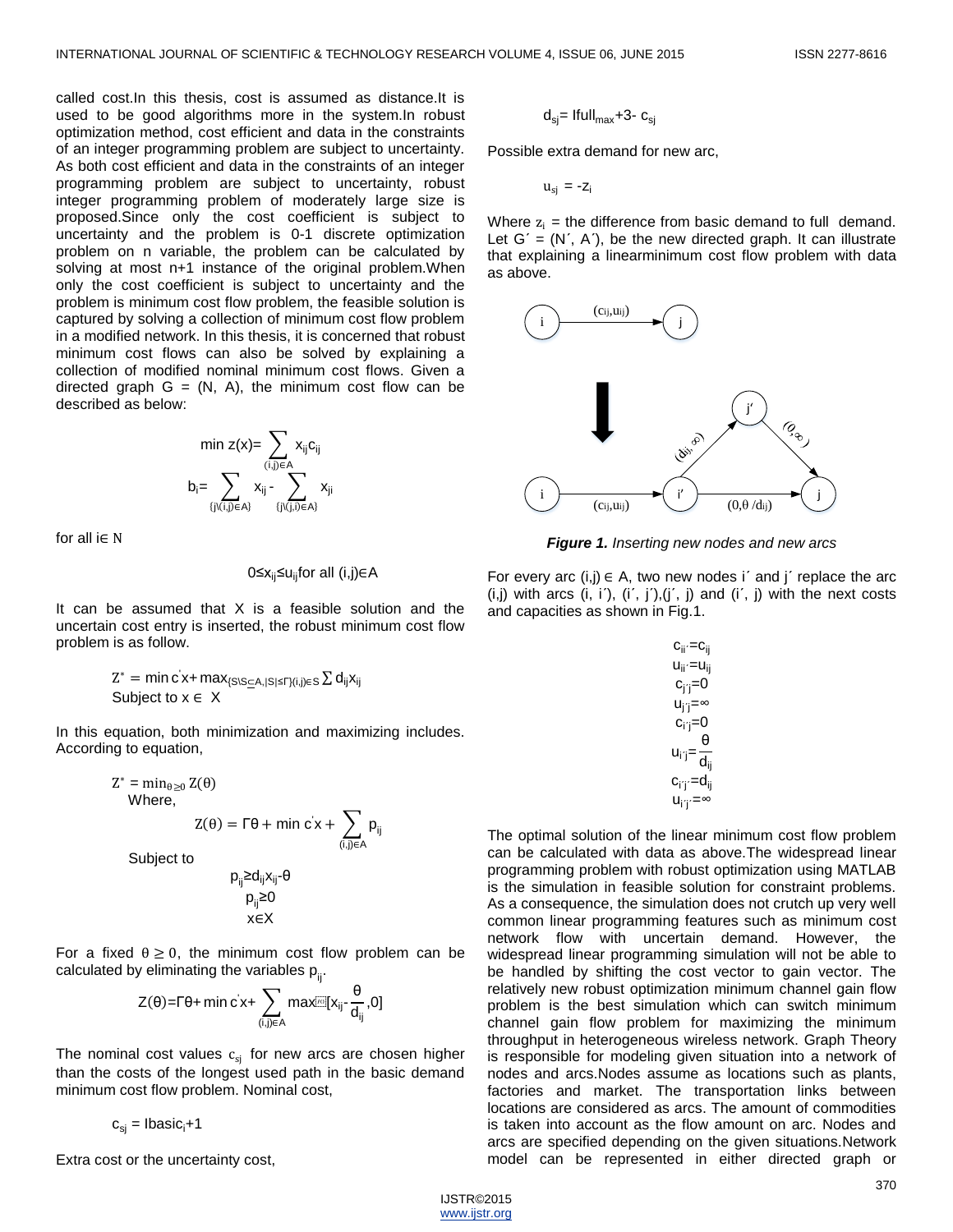called cost.In this thesis, cost is assumed as distance.It is used to be good algorithms more in the system.In robust optimization method, cost efficient and data in the constraints of an integer programming problem are subject to uncertainty. As both cost efficient and data in the constraints of an integer programming problem are subject to uncertainty, robust integer programming problem of moderately large size is proposed.Since only the cost coefficient is subject to uncertainty and the problem is 0-1 discrete optimization problem on n variable, the problem can be calculated by solving at most n+1 instance of the original problem.When only the cost coefficient is subject to uncertainty and the problem is minimum cost flow problem, the feasible solution is captured by solving a collection of minimum cost flow problem in a modified network. In this thesis, it is concerned that robust minimum cost flows can also be solved by explaining a collection of modified nominal minimum cost flows. Given a directed graph G = (N, A), the minimum cost flow can be described as below:

$$\min z(x)= \sum_{(i,j)\in A} x_{ij}c_{ij}$$

$$b_i= \sum_{\{j\backslash(i,j)\in A\}} x_{ij} - \sum_{\{j\backslash(j,i)\in A\}} x_{ji}$$

for all $i\in N$

$$0\leq x_{ij}\leq u_{ij} \text{ for all } (i,j)\in A$$

It can be assumed that X is a feasible solution and the uncertain cost entry is inserted, the robust minimum cost flow problem is as follow.

$$Z^* = \min c'x+ \max_{\{S\backslash S\subseteq A, |S|\leq\Gamma\}(i,j)\in S} \sum d_{ij}x_{ij}$$

Subject to $x \in X$

In this equation, both minimization and maximizing includes. According to equation,

$$Z^* = \min_{\theta\geq 0} Z(\theta)$$

Where,

$$Z(\theta) = \Gamma\theta + \min c'x + \sum_{(i,j)\in A} p_{ij}$$

Subject to

$$p_{ij}\geq d_{ij}x_{ij}-\theta$$
$$p_{ij}\geq 0$$
$$x\in X$$

For a fixed $\theta \geq 0$, the minimum cost flow problem can be calculated by eliminating the variables $p_{ij}$.

$$Z(\theta)=\Gamma\theta+ \min c'x+ \sum_{(i,j)\in A} \max[x_{ij}-\frac{\theta}{d_{ij}},0]$$

The nominal cost values $c_{sj}$ for new arcs are chosen higher than the costs of the longest used path in the basic demand minimum cost flow problem. Nominal cost,

$$c_{sj} = \text{Ibasic}_i+1$$

Extra cost or the uncertainty cost,

$$d_{sj}= \text{Ifull}_{max}+3- c_{sj}$$

Possible extra demand for new arc,

$$u_{sj} = -z_i$$

Where $z_i$ = the difference from basic demand to full demand. Let G´ = (N´, A´), be the new directed graph. It can illustrate that explaining a linearminimum cost flow problem with data as above.

*Figure 1. Inserting new nodes and new arcs*

For every arc (i,j) ∈ A, two new nodes i´ and j´ replace the arc (i,j) with arcs (i, i´), (i´, j´),(j´, j) and (i´, j) with the next costs and capacities as shown in Fig.1.

$$c_{ii'}=c_{ij}$$
$$u_{ii'}=u_{ij}$$
$$c_{j'j}=0$$
$$u_{j'j}=\infty$$
$$c_{i'j}=0$$
$$u_{i'j}=\frac{\theta}{d_{ij}}$$
$$c_{i'j'}=d_{ij}$$
$$u_{i'j'}=\infty$$

The optimal solution of the linear minimum cost flow problem can be calculated with data as above.The widespread linear programming problem with robust optimization using MATLAB is the simulation in feasible solution for constraint problems. As a consequence, the simulation does not crutch up very well common linear programming features such as minimum cost network flow with uncertain demand. However, the widespread linear programming simulation will not be able to be handled by shifting the cost vector to gain vector. The relatively new robust optimization minimum channel gain flow problem is the best simulation which can switch minimum channel gain flow problem for maximizing the minimum throughput in heterogeneous wireless network. Graph Theory is responsible for modeling given situation into a network of nodes and arcs.Nodes assume as locations such as plants, factories and market. The transportation links between locations are considered as arcs. The amount of commodities is taken into account as the flow amount on arc. Nodes and arcs are specified depending on the given situations.Network model can be represented in either directed graph or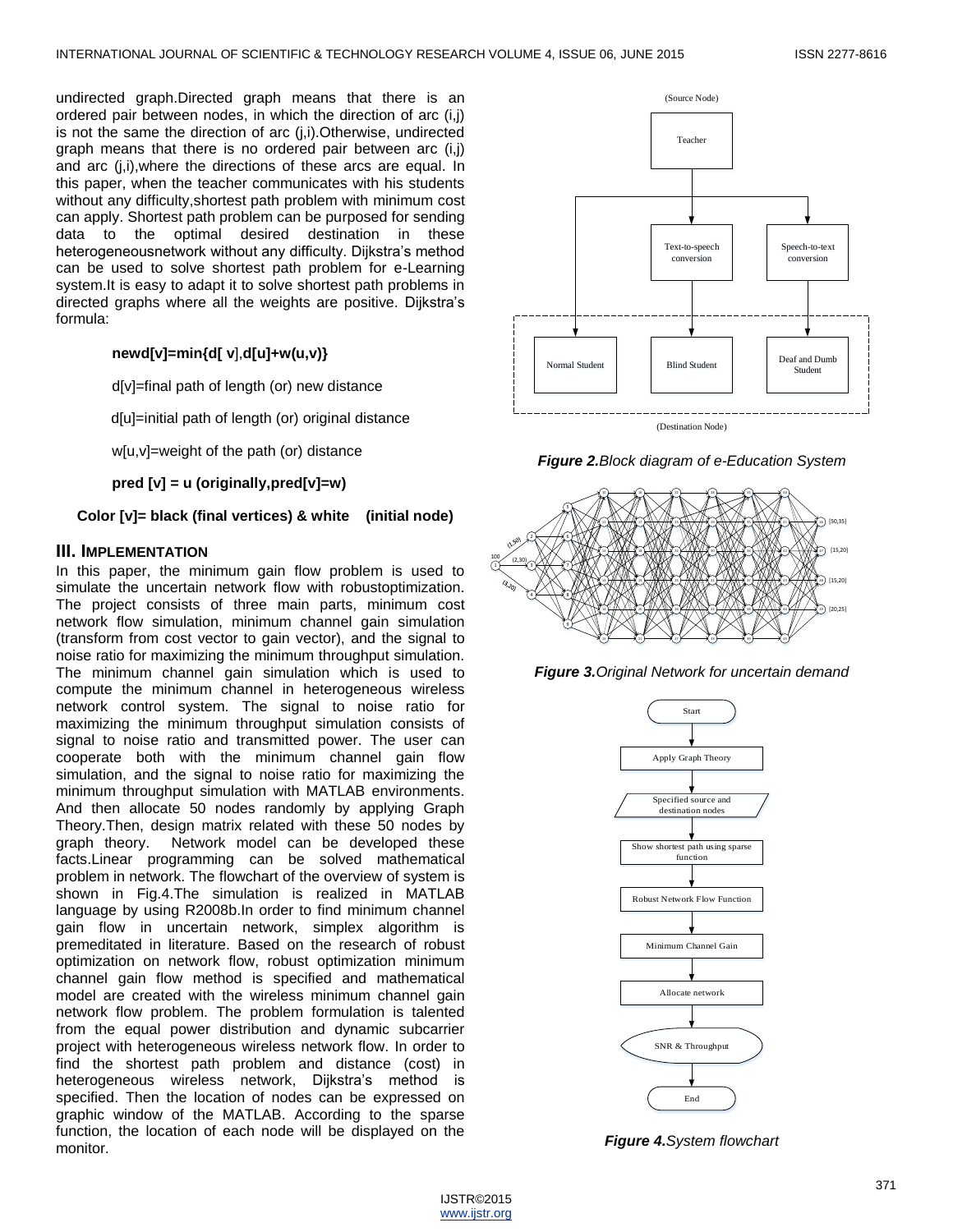undirected graph.Directed graph means that there is an ordered pair between nodes, in which the direction of arc (i,j) is not the same the direction of arc (j,i).Otherwise, undirected graph means that there is no ordered pair between arc (i,j) and arc (j,i),where the directions of these arcs are equal. In this paper, when the teacher communicates with his students without any difficulty,shortest path problem with minimum cost can apply. Shortest path problem can be purposed for sending data to the optimal desired destination in these heterogeneousnetwork without any difficulty. Dijkstra's method can be used to solve shortest path problem for e-Learning system.It is easy to adapt it to solve shortest path problems in directed graphs where all the weights are positive. Dijkstra's formula:

**newd[v]=min{d[ v],d[u]+w(u,v)}**

d[v]=final path of length (or) new distance

d[u]=initial path of length (or) original distance

w[u,v]=weight of the path (or) distance

**pred [v] = u (originally,pred[v]=w)**

**Color [v]= black (final vertices) & white (initial node)**

## III. IMPLEMENTATION

In this paper, the minimum gain flow problem is used to simulate the uncertain network flow with robustoptimization. The project consists of three main parts, minimum cost network flow simulation, minimum channel gain simulation (transform from cost vector to gain vector), and the signal to noise ratio for maximizing the minimum throughput simulation. The minimum channel gain simulation which is used to compute the minimum channel in heterogeneous wireless network control system. The signal to noise ratio for maximizing the minimum throughput simulation consists of signal to noise ratio and transmitted power. The user can cooperate both with the minimum channel gain flow simulation, and the signal to noise ratio for maximizing the minimum throughput simulation with MATLAB environments. And then allocate 50 nodes randomly by applying Graph Theory.Then, design matrix related with these 50 nodes by graph theory. Network model can be developed these facts.Linear programming can be solved mathematical problem in network. The flowchart of the overview of system is shown in Fig.4.The simulation is realized in MATLAB language by using R2008b.In order to find minimum channel gain flow in uncertain network, simplex algorithm is premeditated in literature. Based on the research of robust optimization on network flow, robust optimization minimum channel gain flow method is specified and mathematical model are created with the wireless minimum channel gain network flow problem. The problem formulation is talented from the equal power distribution and dynamic subcarrier project with heterogeneous wireless network flow. In order to find the shortest path problem and distance (cost) in heterogeneous wireless network, Dijkstra's method is specified. Then the location of nodes can be expressed on graphic window of the MATLAB. According to the sparse function, the location of each node will be displayed on the monitor.

***Figure 2.****Block diagram of e-Education System*

***Figure 3.****Original Network for uncertain demand*

***Figure 4.****System flowchart*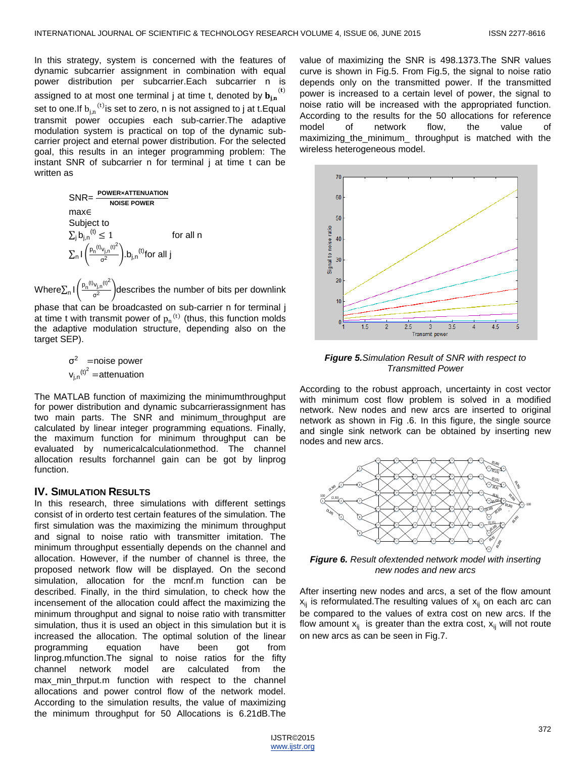In this strategy, system is concerned with the features of dynamic subcarrier assignment in combination with equal power distribution per subcarrier.Each subcarrier n is assigned to at most one terminal j at time t, denoted by $\mathbf{b_{j,n}}^{(t)}$ set to one.If $b_{j,n}{}^{(t)}$ is set to zero, n is not assigned to j at t.Equal transmit power occupies each sub-carrier.The adaptive modulation system is practical on top of the dynamic sub-carrier project and eternal power distribution. For the selected goal, this results in an integer programming problem: The instant SNR of subcarrier n for terminal j at time t can be written as

$$\text{SNR} = \frac{\text{POWER} \times \text{ATTENUATION}}{\text{NOISE POWER}}$$

max∈

Subject to

$$\sum_j b_{j,n}{}^{(t)} \leq 1 \qquad \text{for all n}$$

$$\sum_n I\left(\frac{p_n{}^{(t)} v_{j,n}{}^{(t)^2}}{\sigma^2}\right).b_{j,n}{}^{(t)} \text{for all j}$$

Where $\sum_n I\left(\frac{p_n{}^{(t)} v_{j,n}{}^{(t)^2}}{\sigma^2}\right)$ describes the number of bits per downlink phase that can be broadcasted on sub-carrier n for terminal j at time t with transmit power of $p_n{}^{(t)}$ (thus, this function molds the adaptive modulation structure, depending also on the target SEP).

$\sigma^2$ =noise power

$v_{j,n}{}^{(t)^2}$ =attenuation

The MATLAB function of maximizing the minimumthroughput for power distribution and dynamic subcarrierassignment has two main parts. The SNR and minimum_throughput are calculated by linear integer programming equations. Finally, the maximum function for minimum throughput can be evaluated by numericalcalculationmethod. The channel allocation results forchannel gain can be got by linprog function.

## IV. Simulation Results

In this research, three simulations with different settings consist of in orderto test certain features of the simulation. The first simulation was the maximizing the minimum throughput and signal to noise ratio with transmitter imitation. The minimum throughput essentially depends on the channel and allocation. However, if the number of channel is three, the proposed network flow will be displayed. On the second simulation, allocation for the mcnf.m function can be described. Finally, in the third simulation, to check how the incensement of the allocation could affect the maximizing the minimum throughput and signal to noise ratio with transmitter simulation, thus it is used an object in this simulation but it is increased the allocation. The optimal solution of the linear programming equation have been got from linprog.mfunction.The signal to noise ratios for the fifty channel network model are calculated from the max_min_thrpt.m function with respect to the channel allocations and power control flow of the network model. According to the simulation results, the value of maximizing the minimum throughput for 50 Allocations is 6.21dB.The value of maximizing the SNR is 498.1373.The SNR values curve is shown in Fig.5. From Fig.5, the signal to noise ratio depends only on the transmitted power. If the transmitted power is increased to a certain level of power, the signal to noise ratio will be increased with the appropriated function. According to the results for the 50 allocations for reference model of network flow, the value of maximizing_the_minimum_ throughput is matched with the wireless heterogeneous model.

***Figure 5.****Simulation Result of SNR with respect to Transmitted Power*

According to the robust approach, uncertainty in cost vector with minimum cost flow problem is solved in a modified network. New nodes and new arcs are inserted to original network as shown in Fig .6. In this figure, the single source and single sink network can be obtained by inserting new nodes and new arcs.

***Figure 6.*** *Result ofextended network model with inserting new nodes and new arcs*

After inserting new nodes and arcs, a set of the flow amount $x_{ij}$ is reformulated.The resulting values of $x_{ij}$ on each arc can be compared to the values of extra cost on new arcs. If the flow amount $x_{ij}$ is greater than the extra cost, $x_{ij}$ will not route on new arcs as can be seen in Fig.7.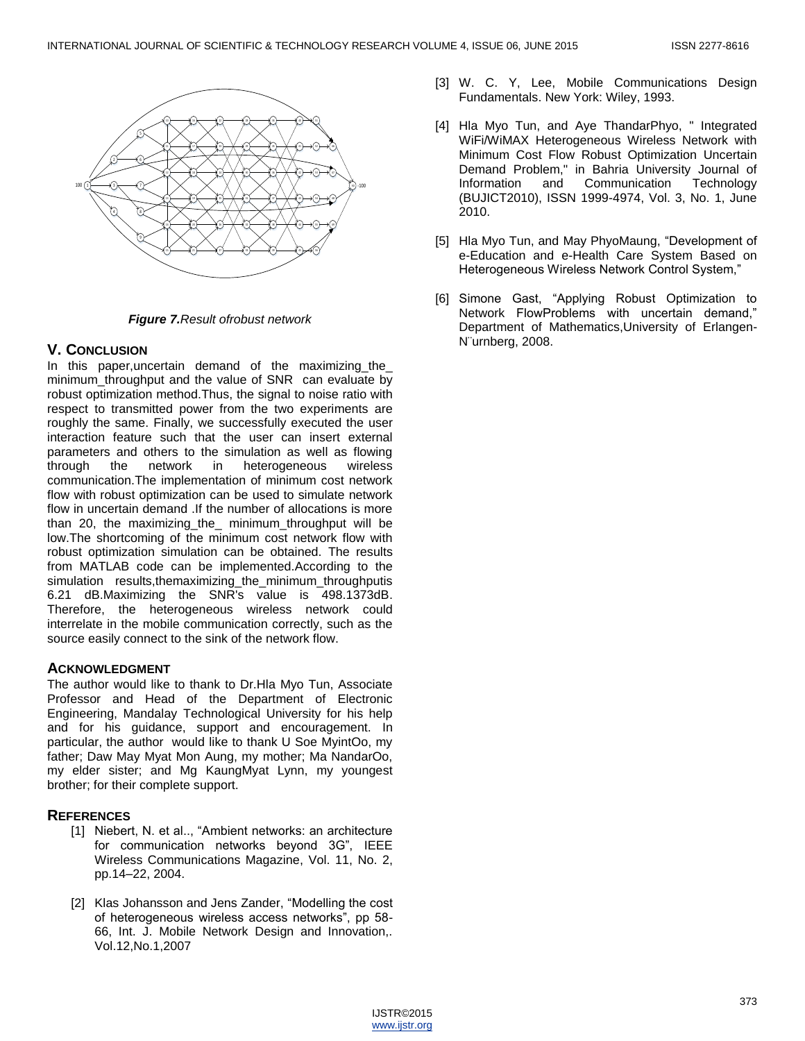100

-100

*Figure 7.Result ofrobust network*

## V. Conclusion

In this paper,uncertain demand of the maximizing_the_ minimum_throughput and the value of SNR can evaluate by robust optimization method.Thus, the signal to noise ratio with respect to transmitted power from the two experiments are roughly the same. Finally, we successfully executed the user interaction feature such that the user can insert external parameters and others to the simulation as well as flowing through the network in heterogeneous wireless communication.The implementation of minimum cost network flow with robust optimization can be used to simulate network flow in uncertain demand .If the number of allocations is more than 20, the maximizing_the_ minimum_throughput will be low.The shortcoming of the minimum cost network flow with robust optimization simulation can be obtained. The results from MATLAB code can be implemented.According to the simulation results,themaximizing_the_minimum_throughputis 6.21 dB.Maximizing the SNR's value is 498.1373dB. Therefore, the heterogeneous wireless network could interrelate in the mobile communication correctly, such as the source easily connect to the sink of the network flow.

## Acknowledgment

The author would like to thank to Dr.Hla Myo Tun, Associate Professor and Head of the Department of Electronic Engineering, Mandalay Technological University for his help and for his guidance, support and encouragement. In particular, the author would like to thank U Soe MyintOo, my father; Daw May Myat Mon Aung, my mother; Ma NandarOo, my elder sister; and Mg KaungMyat Lynn, my youngest brother; for their complete support.

## References

[1] Niebert, N. et al.., "Ambient networks: an architecture for communication networks beyond 3G", IEEE Wireless Communications Magazine, Vol. 11, No. 2, pp.14–22, 2004.

[2] Klas Johansson and Jens Zander, "Modelling the cost of heterogeneous wireless access networks", pp 58-66, Int. J. Mobile Network Design and Innovation,. Vol.12,No.1,2007

[3] W. C. Y, Lee, Mobile Communications Design Fundamentals. New York: Wiley, 1993.

[4] Hla Myo Tun, and Aye ThandarPhyo, " Integrated WiFi/WiMAX Heterogeneous Wireless Network with Minimum Cost Flow Robust Optimization Uncertain Demand Problem," in Bahria University Journal of Information and Communication Technology (BUJICT2010), ISSN 1999-4974, Vol. 3, No. 1, June 2010.

[5] Hla Myo Tun, and May PhyoMaung, "Development of e-Education and e-Health Care System Based on Heterogeneous Wireless Network Control System,"

[6] Simone Gast, "Applying Robust Optimization to Network FlowProblems with uncertain demand," Department of Mathematics,University of Erlangen-N¨urnberg, 2008.